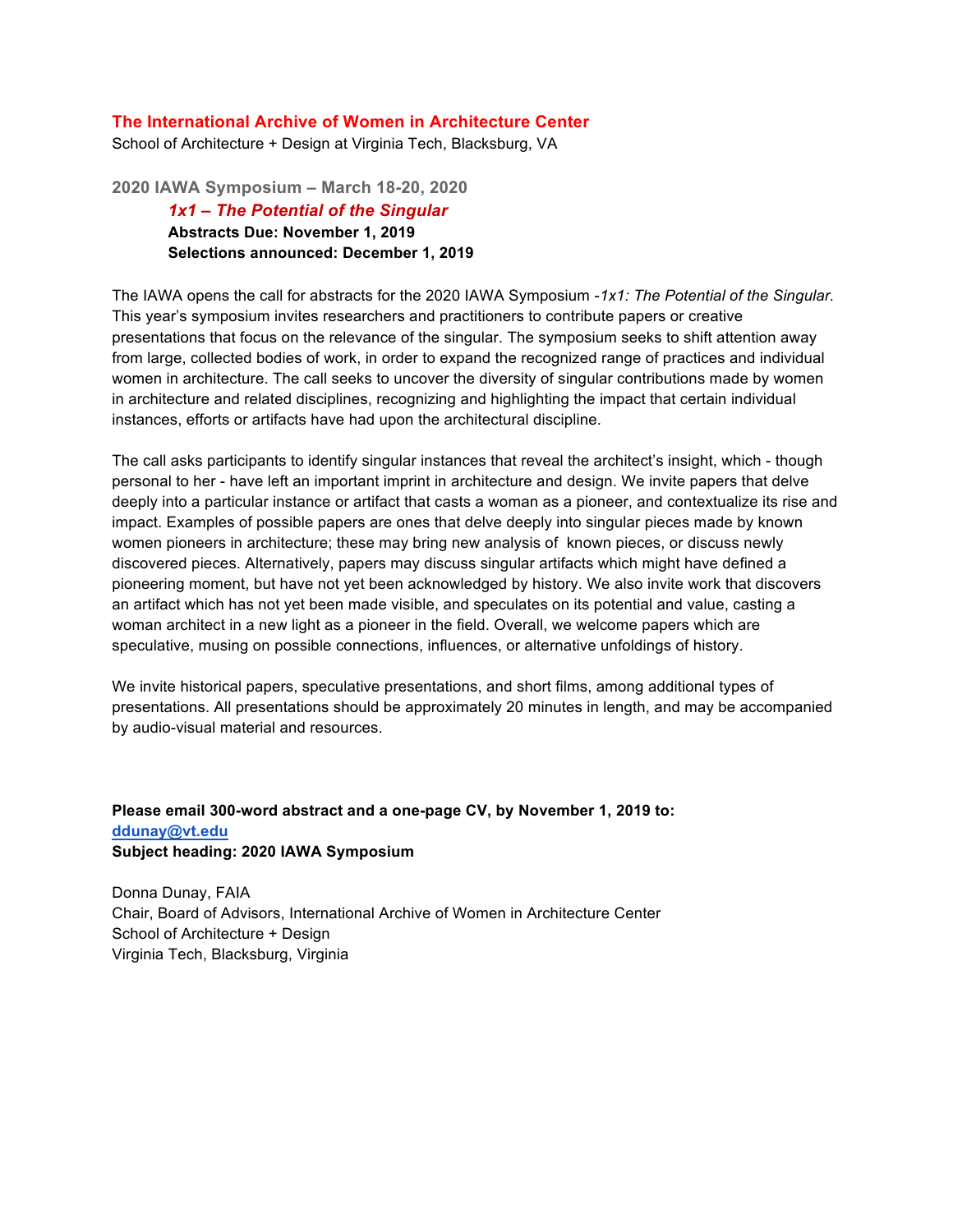# The International Archive of Women in Architecture Center

School of Architecture + Design at Virginia Tech, Blacksburg, VA

## 2020 IAWA Symposium – March 18-20, 2020

### *1x1 – The Potential of the Singular*

**Abstracts Due: November 1, 2019**
**Selections announced: December 1, 2019**

The IAWA opens the call for abstracts for the 2020 IAWA Symposium *-1x1: The Potential of the Singular.* This year's symposium invites researchers and practitioners to contribute papers or creative presentations that focus on the relevance of the singular. The symposium seeks to shift attention away from large, collected bodies of work, in order to expand the recognized range of practices and individual women in architecture. The call seeks to uncover the diversity of singular contributions made by women in architecture and related disciplines, recognizing and highlighting the impact that certain individual instances, efforts or artifacts have had upon the architectural discipline.

The call asks participants to identify singular instances that reveal the architect's insight, which - though personal to her - have left an important imprint in architecture and design. We invite papers that delve deeply into a particular instance or artifact that casts a woman as a pioneer, and contextualize its rise and impact. Examples of possible papers are ones that delve deeply into singular pieces made by known women pioneers in architecture; these may bring new analysis of known pieces, or discuss newly discovered pieces. Alternatively, papers may discuss singular artifacts which might have defined a pioneering moment, but have not yet been acknowledged by history. We also invite work that discovers an artifact which has not yet been made visible, and speculates on its potential and value, casting a woman architect in a new light as a pioneer in the field. Overall, we welcome papers which are speculative, musing on possible connections, influences, or alternative unfoldings of history.

We invite historical papers, speculative presentations, and short films, among additional types of presentations. All presentations should be approximately 20 minutes in length, and may be accompanied by audio-visual material and resources.

**Please email 300-word abstract and a one-page CV, by November 1, 2019 to:**
**ddunay@vt.edu**
**Subject heading: 2020 IAWA Symposium**

Donna Dunay, FAIA
Chair, Board of Advisors, International Archive of Women in Architecture Center
School of Architecture + Design
Virginia Tech, Blacksburg, Virginia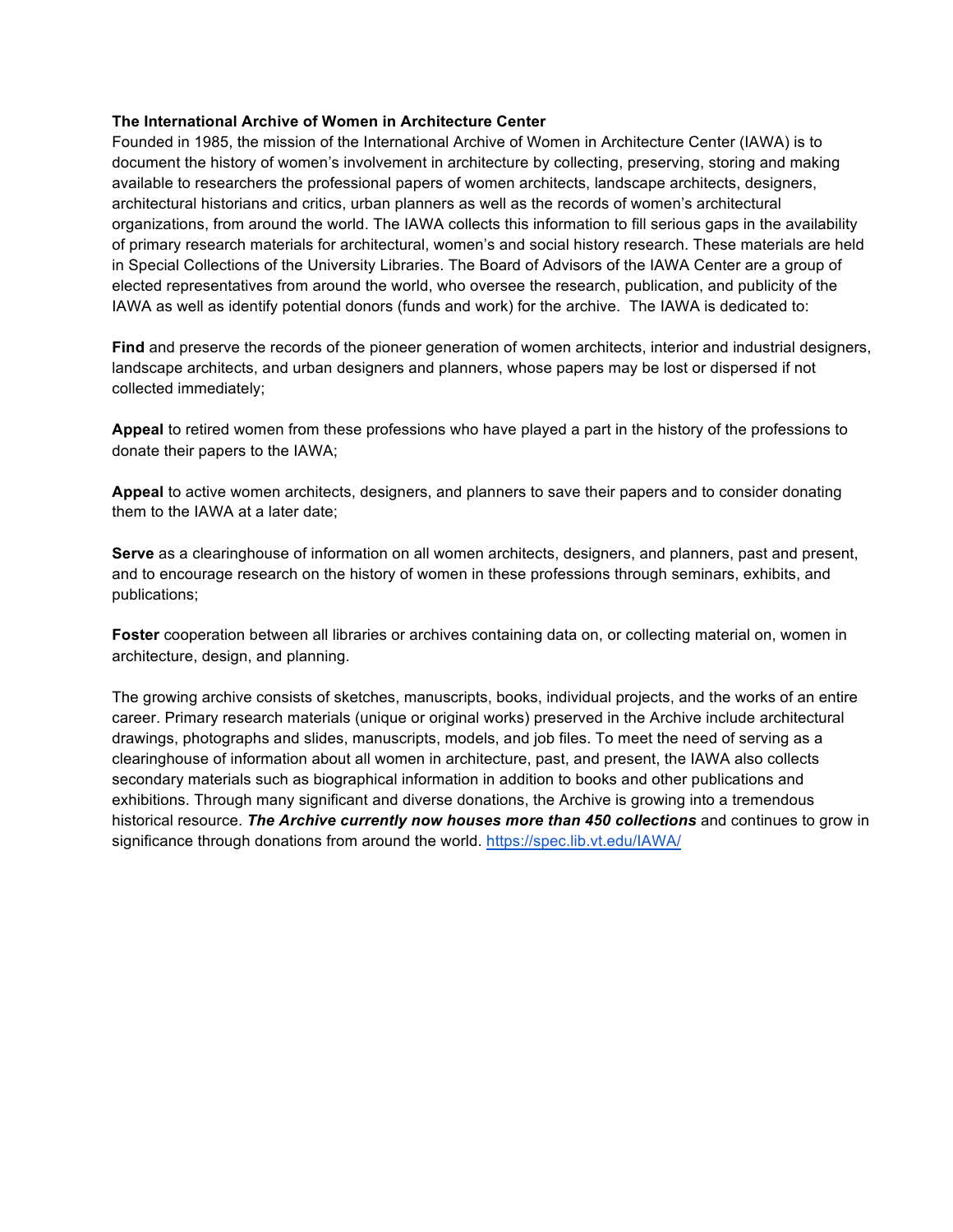**The International Archive of Women in Architecture Center**
Founded in 1985, the mission of the International Archive of Women in Architecture Center (IAWA) is to document the history of women's involvement in architecture by collecting, preserving, storing and making available to researchers the professional papers of women architects, landscape architects, designers, architectural historians and critics, urban planners as well as the records of women's architectural organizations, from around the world. The IAWA collects this information to fill serious gaps in the availability of primary research materials for architectural, women's and social history research. These materials are held in Special Collections of the University Libraries. The Board of Advisors of the IAWA Center are a group of elected representatives from around the world, who oversee the research, publication, and publicity of the IAWA as well as identify potential donors (funds and work) for the archive. The IAWA is dedicated to:

**Find** and preserve the records of the pioneer generation of women architects, interior and industrial designers, landscape architects, and urban designers and planners, whose papers may be lost or dispersed if not collected immediately;

**Appeal** to retired women from these professions who have played a part in the history of the professions to donate their papers to the IAWA;

**Appeal** to active women architects, designers, and planners to save their papers and to consider donating them to the IAWA at a later date;

**Serve** as a clearinghouse of information on all women architects, designers, and planners, past and present, and to encourage research on the history of women in these professions through seminars, exhibits, and publications;

**Foster** cooperation between all libraries or archives containing data on, or collecting material on, women in architecture, design, and planning.

The growing archive consists of sketches, manuscripts, books, individual projects, and the works of an entire career. Primary research materials (unique or original works) preserved in the Archive include architectural drawings, photographs and slides, manuscripts, models, and job files. To meet the need of serving as a clearinghouse of information about all women in architecture, past, and present, the IAWA also collects secondary materials such as biographical information in addition to books and other publications and exhibitions. Through many significant and diverse donations, the Archive is growing into a tremendous historical resource. ***The Archive currently now houses more than 450 collections*** and continues to grow in significance through donations from around the world. https://spec.lib.vt.edu/IAWA/